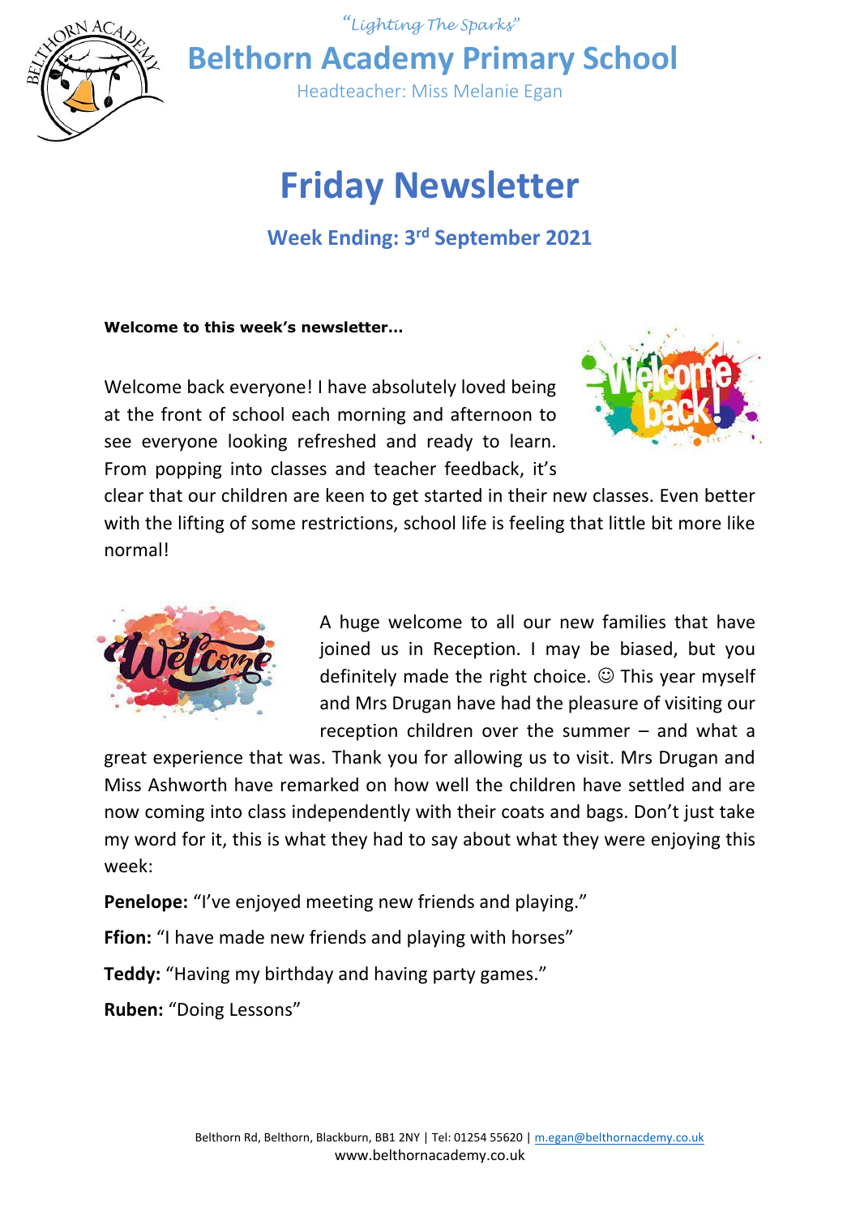*"Lighting The Sparks"*

# Belthorn Academy Primary School

Headteacher: Miss Melanie Egan

# Friday Newsletter

## Week Ending: 3rd September 2021

**Welcome to this week's newsletter…**

Welcome back everyone! I have absolutely loved being at the front of school each morning and afternoon to see everyone looking refreshed and ready to learn. From popping into classes and teacher feedback, it's clear that our children are keen to get started in their new classes. Even better with the lifting of some restrictions, school life is feeling that little bit more like normal!

A huge welcome to all our new families that have joined us in Reception. I may be biased, but you definitely made the right choice. ☺ This year myself and Mrs Drugan have had the pleasure of visiting our reception children over the summer – and what a great experience that was. Thank you for allowing us to visit. Mrs Drugan and Miss Ashworth have remarked on how well the children have settled and are now coming into class independently with their coats and bags. Don't just take my word for it, this is what they had to say about what they were enjoying this week:

**Penelope:** "I've enjoyed meeting new friends and playing."

**Ffion:** "I have made new friends and playing with horses"

**Teddy:** "Having my birthday and having party games."

**Ruben:** "Doing Lessons"

Belthorn Rd, Belthorn, Blackburn, BB1 2NY | Tel: 01254 55620 | m.egan@belthornacdemy.co.uk
www.belthornacademy.co.uk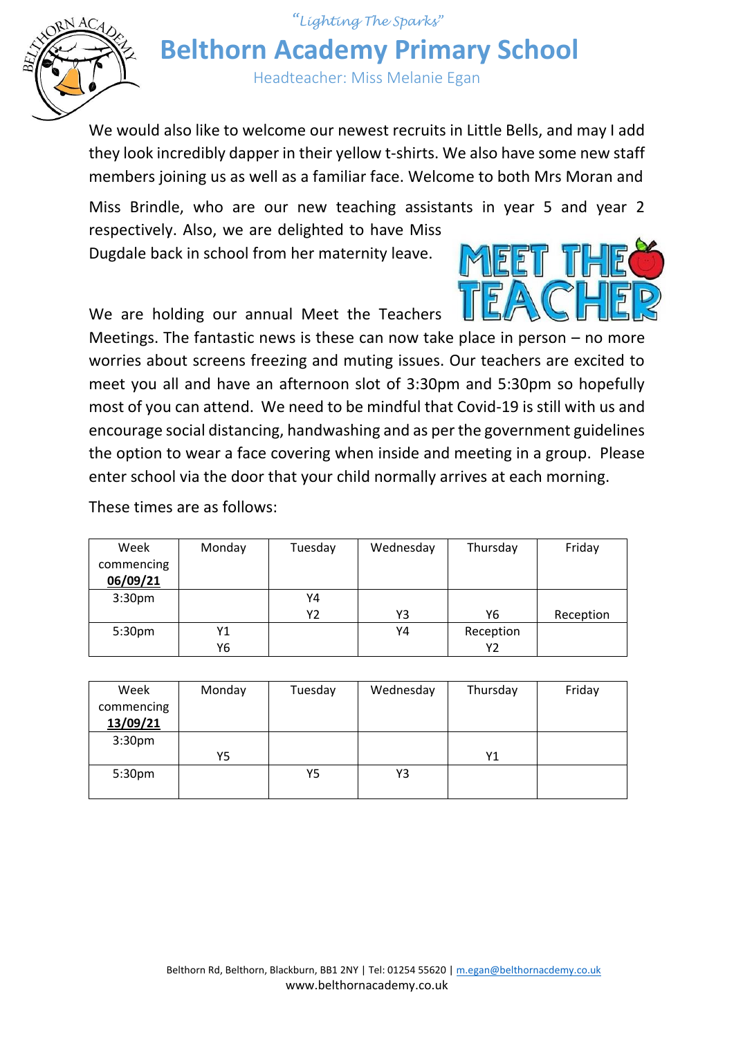We would also like to welcome our newest recruits in Little Bells, and may I add they look incredibly dapper in their yellow t-shirts. We also have some new staff members joining us as well as a familiar face. Welcome to both Mrs Moran and Miss Brindle, who are our new teaching assistants in year 5 and year 2 respectively. Also, we are delighted to have Miss Dugdale back in school from her maternity leave.

We are holding our annual Meet the Teachers Meetings. The fantastic news is these can now take place in person – no more worries about screens freezing and muting issues. Our teachers are excited to meet you all and have an afternoon slot of 3:30pm and 5:30pm so hopefully most of you can attend. We need to be mindful that Covid-19 is still with us and encourage social distancing, handwashing and as per the government guidelines the option to wear a face covering when inside and meeting in a group. Please enter school via the door that your child normally arrives at each morning.

These times are as follows:

| Week commencing **06/09/21** | Monday | Tuesday | Wednesday | Thursday | Friday |
|---|---|---|---|---|---|
| 3:30pm | | Y4<br>Y2 | Y3 | Y6 | Reception |
| 5:30pm | Y1<br>Y6 | | Y4 | Reception<br>Y2 | |

| Week commencing **13/09/21** | Monday | Tuesday | Wednesday | Thursday | Friday |
|---|---|---|---|---|---|
| 3:30pm | Y5 | | | Y1 | |
| 5:30pm | | Y5 | Y3 | | |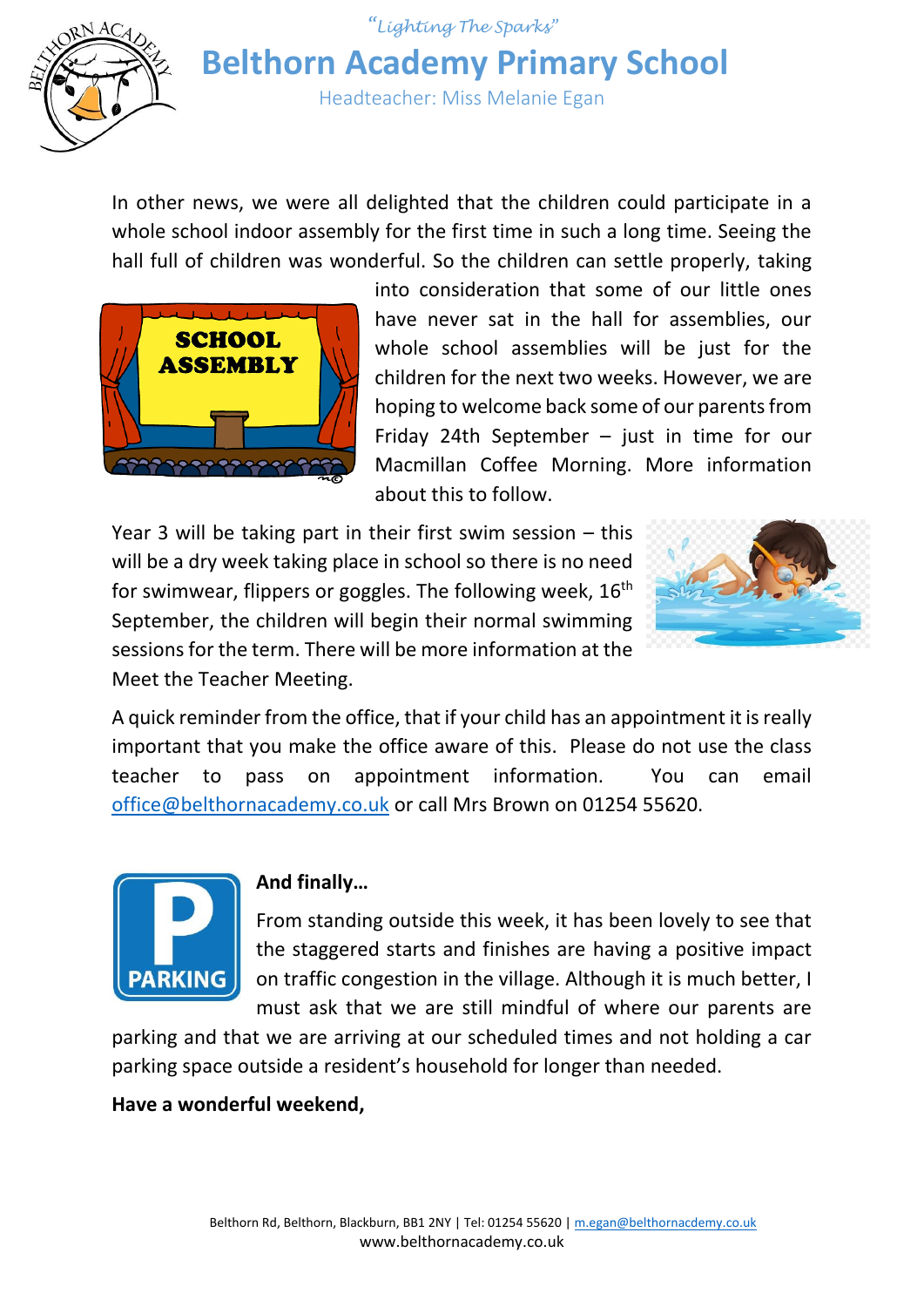In other news, we were all delighted that the children could participate in a whole school indoor assembly for the first time in such a long time. Seeing the hall full of children was wonderful. So the children can settle properly, taking into consideration that some of our little ones have never sat in the hall for assemblies, our whole school assemblies will be just for the children for the next two weeks. However, we are hoping to welcome back some of our parents from Friday 24th September – just in time for our Macmillan Coffee Morning. More information about this to follow.

Year 3 will be taking part in their first swim session – this will be a dry week taking place in school so there is no need for swimwear, flippers or goggles. The following week, 16th September, the children will begin their normal swimming sessions for the term. There will be more information at the Meet the Teacher Meeting.

A quick reminder from the office, that if your child has an appointment it is really important that you make the office aware of this. Please do not use the class teacher to pass on appointment information. You can email office@belthornacademy.co.uk or call Mrs Brown on 01254 55620.

**And finally…**

From standing outside this week, it has been lovely to see that the staggered starts and finishes are having a positive impact on traffic congestion in the village. Although it is much better, I must ask that we are still mindful of where our parents are parking and that we are arriving at our scheduled times and not holding a car parking space outside a resident's household for longer than needed.

**Have a wonderful weekend,**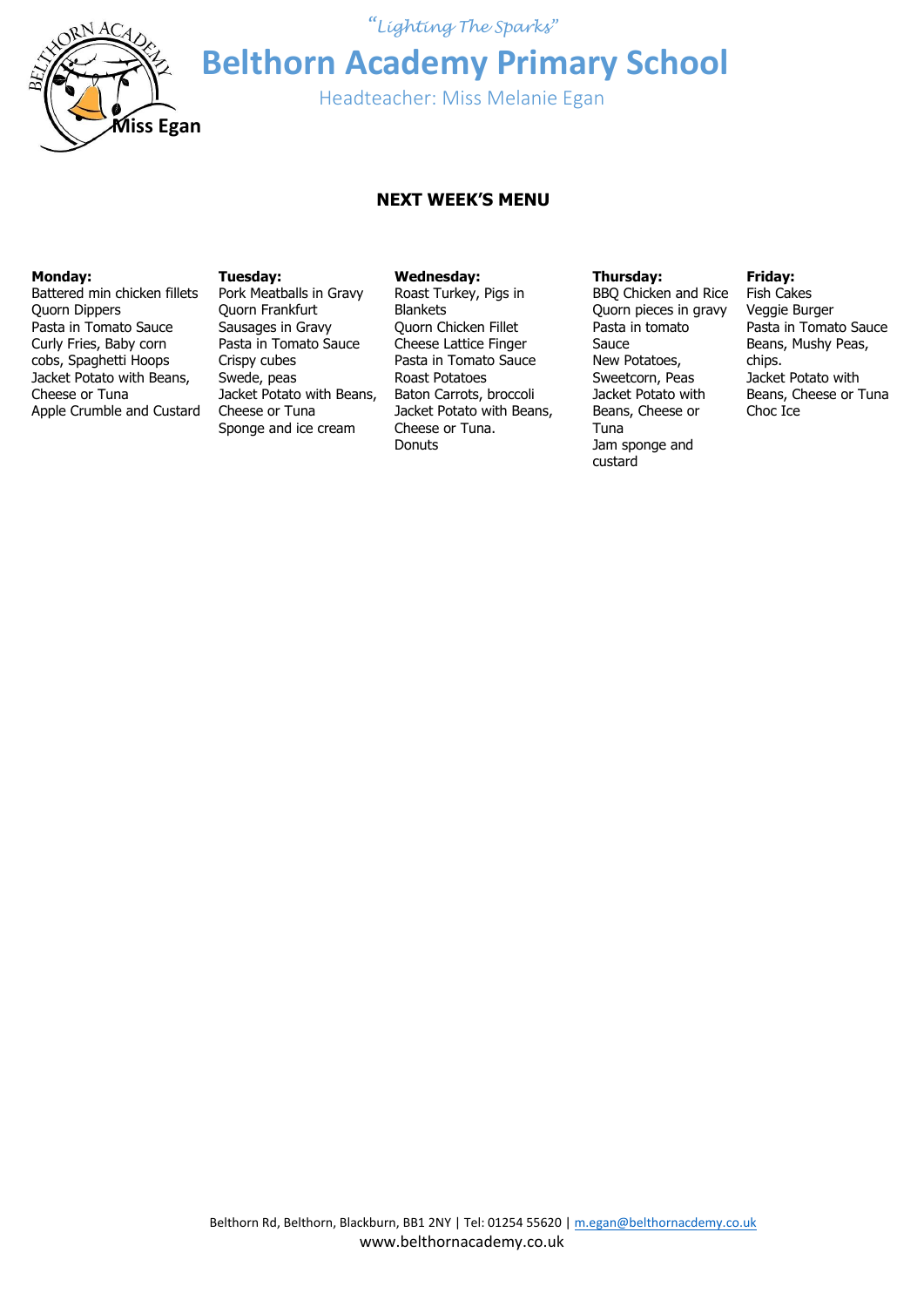*"Lighting The Sparks"*

# Belthorn Academy Primary School

Headteacher: Miss Melanie Egan

Miss Egan

## NEXT WEEK'S MENU

**Monday:**
Battered min chicken fillets
Quorn Dippers
Pasta in Tomato Sauce
Curly Fries, Baby corn cobs, Spaghetti Hoops
Jacket Potato with Beans, Cheese or Tuna
Apple Crumble and Custard

**Tuesday:**
Pork Meatballs in Gravy
Quorn Frankfurt
Sausages in Gravy
Pasta in Tomato Sauce
Crispy cubes
Swede, peas
Jacket Potato with Beans, Cheese or Tuna
Sponge and ice cream

**Wednesday:**
Roast Turkey, Pigs in Blankets
Quorn Chicken Fillet
Cheese Lattice Finger
Pasta in Tomato Sauce
Roast Potatoes
Baton Carrots, broccoli
Jacket Potato with Beans, Cheese or Tuna.
Donuts

**Thursday:**
BBQ Chicken and Rice
Quorn pieces in gravy
Pasta in tomato Sauce
New Potatoes, Sweetcorn, Peas
Jacket Potato with Beans, Cheese or Tuna
Jam sponge and custard

**Friday:**
Fish Cakes
Veggie Burger
Pasta in Tomato Sauce
Beans, Mushy Peas, chips.
Jacket Potato with Beans, Cheese or Tuna
Choc Ice

Belthorn Rd, Belthorn, Blackburn, BB1 2NY | Tel: 01254 55620 | m.egan@belthornacdemy.co.uk
www.belthornacademy.co.uk